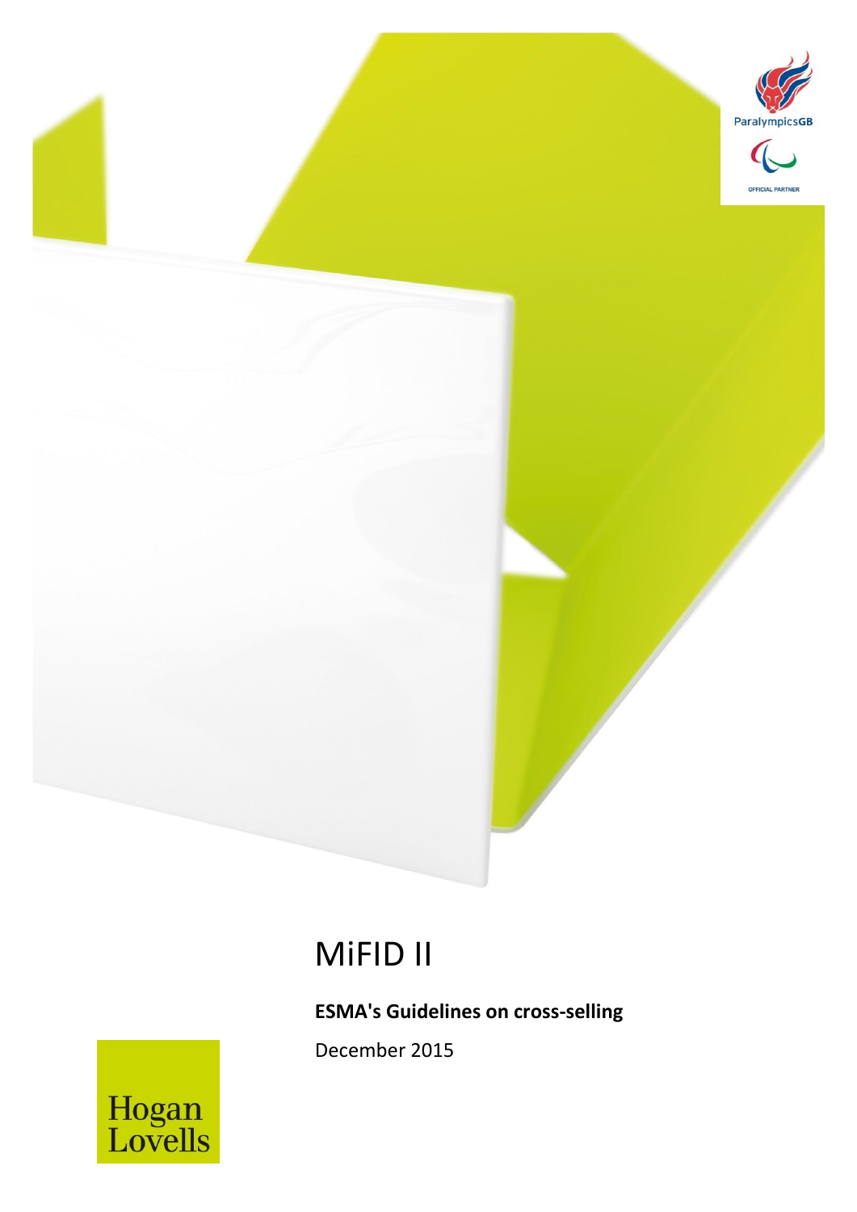# MiFID II

**ESMA's Guidelines on cross-selling**

December 2015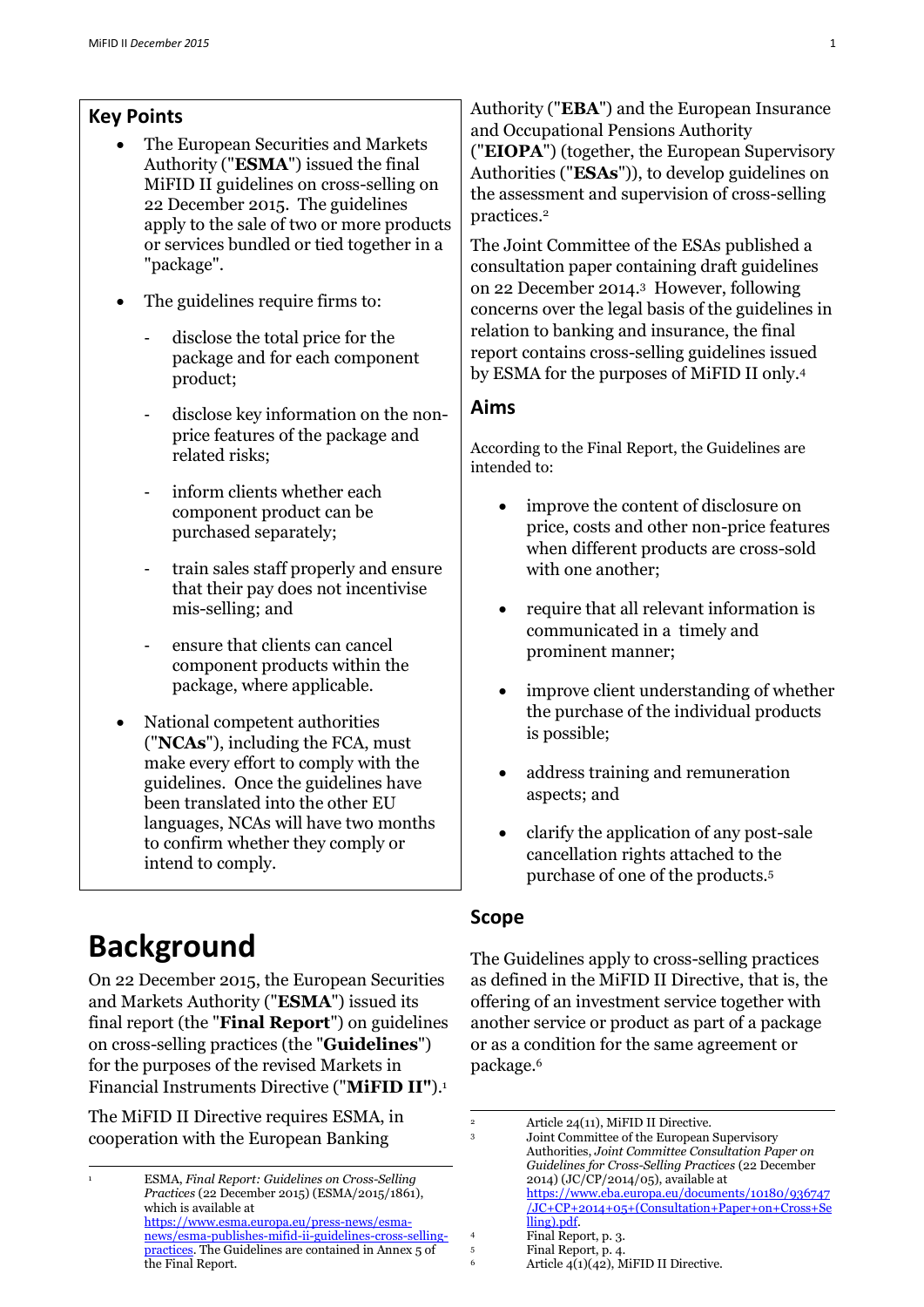## Key Points

- The European Securities and Markets Authority ("**ESMA**") issued the final MiFID II guidelines on cross-selling on 22 December 2015. The guidelines apply to the sale of two or more products or services bundled or tied together in a "package".
- The guidelines require firms to:
  - disclose the total price for the package and for each component product;
  - disclose key information on the non-price features of the package and related risks;
  - inform clients whether each component product can be purchased separately;
  - train sales staff properly and ensure that their pay does not incentivise mis-selling; and
  - ensure that clients can cancel component products within the package, where applicable.
- National competent authorities ("**NCAs**"), including the FCA, must make every effort to comply with the guidelines. Once the guidelines have been translated into the other EU languages, NCAs will have two months to confirm whether they comply or intend to comply.

# Background

On 22 December 2015, the European Securities and Markets Authority ("**ESMA**") issued its final report (the "**Final Report**") on guidelines on cross-selling practices (the "**Guidelines**") for the purposes of the revised Markets in Financial Instruments Directive ("**MiFID II**").[1]

The MiFID II Directive requires ESMA, in cooperation with the European Banking Authority ("**EBA**") and the European Insurance and Occupational Pensions Authority ("**EIOPA**") (together, the European Supervisory Authorities ("**ESAs**")), to develop guidelines on the assessment and supervision of cross-selling practices.[2]

The Joint Committee of the ESAs published a consultation paper containing draft guidelines on 22 December 2014.[3] However, following concerns over the legal basis of the guidelines in relation to banking and insurance, the final report contains cross-selling guidelines issued by ESMA for the purposes of MiFID II only.[4]

## Aims

According to the Final Report, the Guidelines are intended to:

- improve the content of disclosure on price, costs and other non-price features when different products are cross-sold with one another;
- require that all relevant information is communicated in a timely and prominent manner;
- improve client understanding of whether the purchase of the individual products is possible;
- address training and remuneration aspects; and
- clarify the application of any post-sale cancellation rights attached to the purchase of one of the products.[5]

## Scope

The Guidelines apply to cross-selling practices as defined in the MiFID II Directive, that is, the offering of an investment service together with another service or product as part of a package or as a condition for the same agreement or package.[6]

---

[1] ESMA, *Final Report: Guidelines on Cross-Selling Practices* (22 December 2015) (ESMA/2015/1861), which is available at https://www.esma.europa.eu/press-news/esma-news/esma-publishes-mifid-ii-guidelines-cross-selling-practices. The Guidelines are contained in Annex 5 of the Final Report.

[2] Article 24(11), MiFID II Directive.

[3] Joint Committee of the European Supervisory Authorities, *Joint Committee Consultation Paper on Guidelines for Cross-Selling Practices* (22 December 2014) (JC/CP/2014/05), available at https://www.eba.europa.eu/documents/10180/936747/JC+CP+2014+05+(Consultation+Paper+on+Cross+Selling).pdf.

[4] Final Report, p. 3.

[5] Final Report, p. 4.

[6] Article 4(1)(42), MiFID II Directive.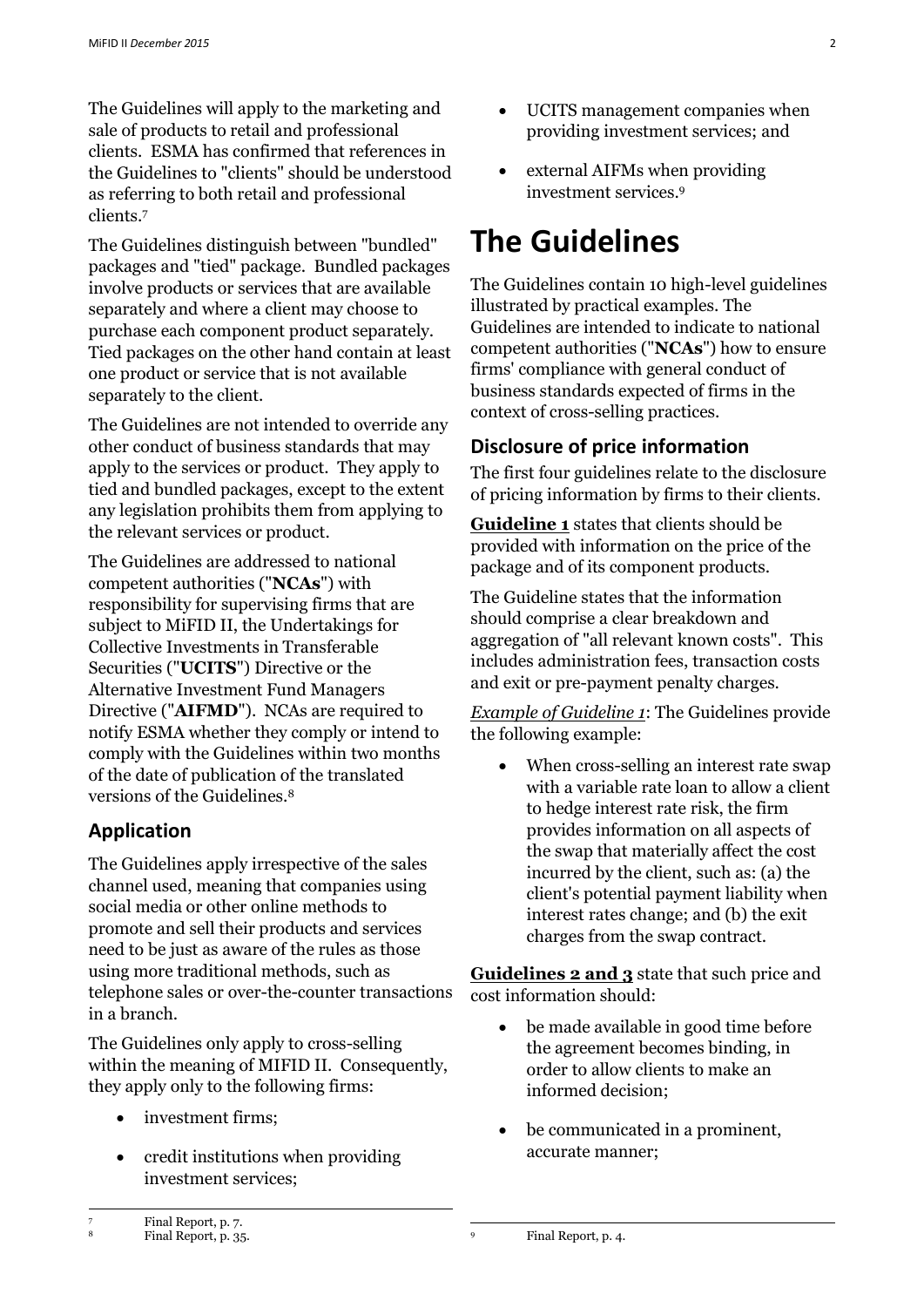The Guidelines will apply to the marketing and sale of products to retail and professional clients. ESMA has confirmed that references in the Guidelines to "clients" should be understood as referring to both retail and professional clients.[7]

The Guidelines distinguish between "bundled" packages and "tied" package. Bundled packages involve products or services that are available separately and where a client may choose to purchase each component product separately. Tied packages on the other hand contain at least one product or service that is not available separately to the client.

The Guidelines are not intended to override any other conduct of business standards that may apply to the services or product. They apply to tied and bundled packages, except to the extent any legislation prohibits them from applying to the relevant services or product.

The Guidelines are addressed to national competent authorities ("**NCAs**") with responsibility for supervising firms that are subject to MiFID II, the Undertakings for Collective Investments in Transferable Securities ("**UCITS**") Directive or the Alternative Investment Fund Managers Directive ("**AIFMD**"). NCAs are required to notify ESMA whether they comply or intend to comply with the Guidelines within two months of the date of publication of the translated versions of the Guidelines.[8]

## Application

The Guidelines apply irrespective of the sales channel used, meaning that companies using social media or other online methods to promote and sell their products and services need to be just as aware of the rules as those using more traditional methods, such as telephone sales or over-the-counter transactions in a branch.

The Guidelines only apply to cross-selling within the meaning of MIFID II. Consequently, they apply only to the following firms:

- investment firms;
- credit institutions when providing investment services;
- UCITS management companies when providing investment services; and
- external AIFMs when providing investment services.[9]

# The Guidelines

The Guidelines contain 10 high-level guidelines illustrated by practical examples. The Guidelines are intended to indicate to national competent authorities ("**NCAs**") how to ensure firms' compliance with general conduct of business standards expected of firms in the context of cross-selling practices.

## Disclosure of price information

The first four guidelines relate to the disclosure of pricing information by firms to their clients.

**Guideline 1** states that clients should be provided with information on the price of the package and of its component products.

The Guideline states that the information should comprise a clear breakdown and aggregation of "all relevant known costs". This includes administration fees, transaction costs and exit or pre-payment penalty charges.

*Example of Guideline 1*: The Guidelines provide the following example:

- When cross-selling an interest rate swap with a variable rate loan to allow a client to hedge interest rate risk, the firm provides information on all aspects of the swap that materially affect the cost incurred by the client, such as: (a) the client's potential payment liability when interest rates change; and (b) the exit charges from the swap contract.

**Guidelines 2 and 3** state that such price and cost information should:

- be made available in good time before the agreement becomes binding, in order to allow clients to make an informed decision;
- be communicated in a prominent, accurate manner;

[7] Final Report, p. 7.

[8] Final Report, p. 35.

[9] Final Report, p. 4.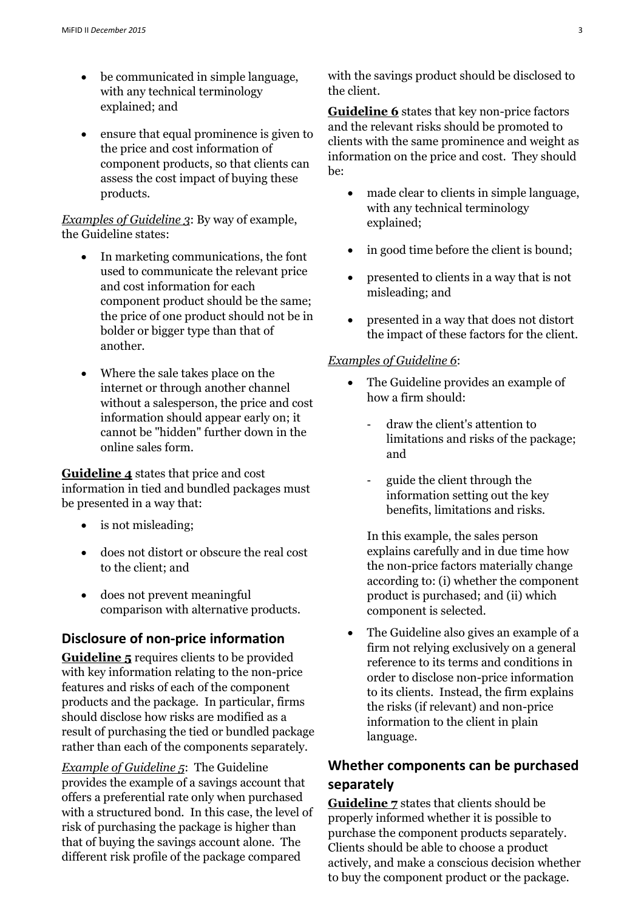- be communicated in simple language, with any technical terminology explained; and
- ensure that equal prominence is given to the price and cost information of component products, so that clients can assess the cost impact of buying these products.

*Examples of Guideline 3*: By way of example, the Guideline states:

- In marketing communications, the font used to communicate the relevant price and cost information for each component product should be the same; the price of one product should not be in bolder or bigger type than that of another.
- Where the sale takes place on the internet or through another channel without a salesperson, the price and cost information should appear early on; it cannot be "hidden" further down in the online sales form.

**Guideline 4** states that price and cost information in tied and bundled packages must be presented in a way that:

- is not misleading;
- does not distort or obscure the real cost to the client; and
- does not prevent meaningful comparison with alternative products.

## Disclosure of non-price information

**Guideline 5** requires clients to be provided with key information relating to the non-price features and risks of each of the component products and the package. In particular, firms should disclose how risks are modified as a result of purchasing the tied or bundled package rather than each of the components separately.

*Example of Guideline 5*: The Guideline provides the example of a savings account that offers a preferential rate only when purchased with a structured bond. In this case, the level of risk of purchasing the package is higher than that of buying the savings account alone. The different risk profile of the package compared with the savings product should be disclosed to the client.

**Guideline 6** states that key non-price factors and the relevant risks should be promoted to clients with the same prominence and weight as information on the price and cost. They should be:

- made clear to clients in simple language, with any technical terminology explained;
- in good time before the client is bound;
- presented to clients in a way that is not misleading; and
- presented in a way that does not distort the impact of these factors for the client.

*Examples of Guideline 6*:

- The Guideline provides an example of how a firm should:
  - draw the client's attention to limitations and risks of the package; and
  - guide the client through the information setting out the key benefits, limitations and risks.

  In this example, the sales person explains carefully and in due time how the non-price factors materially change according to: (i) whether the component product is purchased; and (ii) which component is selected.
- The Guideline also gives an example of a firm not relying exclusively on a general reference to its terms and conditions in order to disclose non-price information to its clients. Instead, the firm explains the risks (if relevant) and non-price information to the client in plain language.

## Whether components can be purchased separately

**Guideline 7** states that clients should be properly informed whether it is possible to purchase the component products separately. Clients should be able to choose a product actively, and make a conscious decision whether to buy the component product or the package.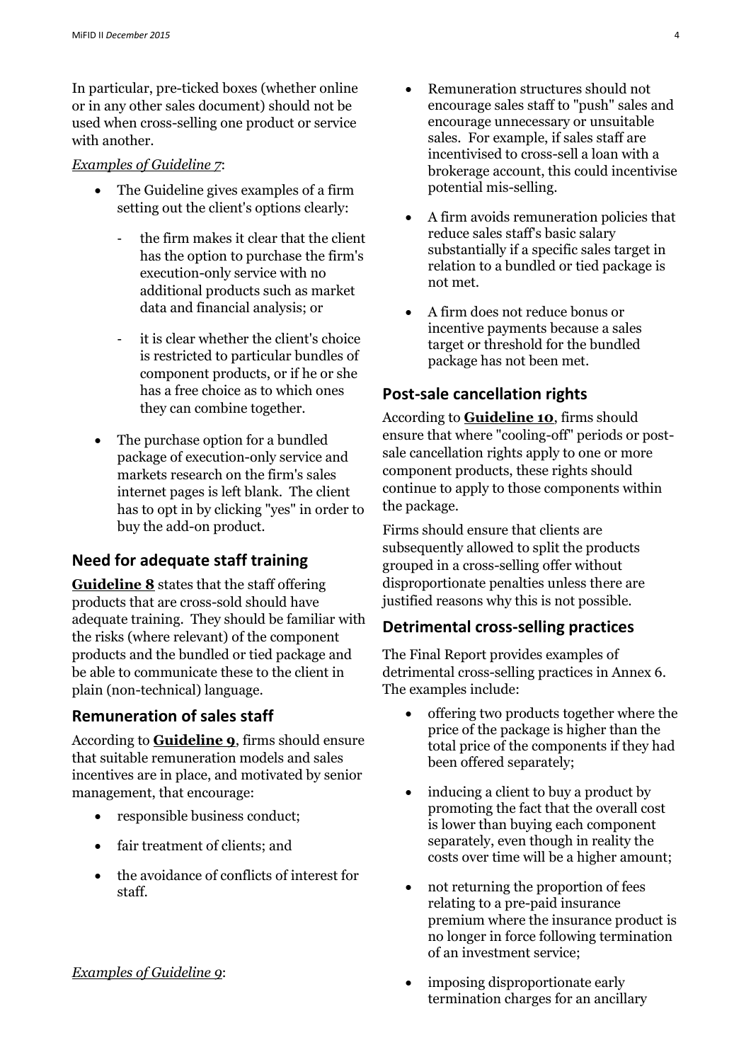In particular, pre-ticked boxes (whether online or in any other sales document) should not be used when cross-selling one product or service with another.

*Examples of Guideline 7*:

- The Guideline gives examples of a firm setting out the client's options clearly:
  - the firm makes it clear that the client has the option to purchase the firm's execution-only service with no additional products such as market data and financial analysis; or
  - it is clear whether the client's choice is restricted to particular bundles of component products, or if he or she has a free choice as to which ones they can combine together.
- The purchase option for a bundled package of execution-only service and markets research on the firm's sales internet pages is left blank. The client has to opt in by clicking "yes" in order to buy the add-on product.

## Need for adequate staff training

**Guideline 8** states that the staff offering products that are cross-sold should have adequate training. They should be familiar with the risks (where relevant) of the component products and the bundled or tied package and be able to communicate these to the client in plain (non-technical) language.

## Remuneration of sales staff

According to **Guideline 9**, firms should ensure that suitable remuneration models and sales incentives are in place, and motivated by senior management, that encourage:

- responsible business conduct;
- fair treatment of clients; and
- the avoidance of conflicts of interest for staff.

*Examples of Guideline 9*:

- Remuneration structures should not encourage sales staff to "push" sales and encourage unnecessary or unsuitable sales. For example, if sales staff are incentivised to cross-sell a loan with a brokerage account, this could incentivise potential mis-selling.
- A firm avoids remuneration policies that reduce sales staff's basic salary substantially if a specific sales target in relation to a bundled or tied package is not met.
- A firm does not reduce bonus or incentive payments because a sales target or threshold for the bundled package has not been met.

## Post-sale cancellation rights

According to **Guideline 10**, firms should ensure that where "cooling-off" periods or post-sale cancellation rights apply to one or more component products, these rights should continue to apply to those components within the package.

Firms should ensure that clients are subsequently allowed to split the products grouped in a cross-selling offer without disproportionate penalties unless there are justified reasons why this is not possible.

## Detrimental cross-selling practices

The Final Report provides examples of detrimental cross-selling practices in Annex 6. The examples include:

- offering two products together where the price of the package is higher than the total price of the components if they had been offered separately;
- inducing a client to buy a product by promoting the fact that the overall cost is lower than buying each component separately, even though in reality the costs over time will be a higher amount;
- not returning the proportion of fees relating to a pre-paid insurance premium where the insurance product is no longer in force following termination of an investment service;
- imposing disproportionate early termination charges for an ancillary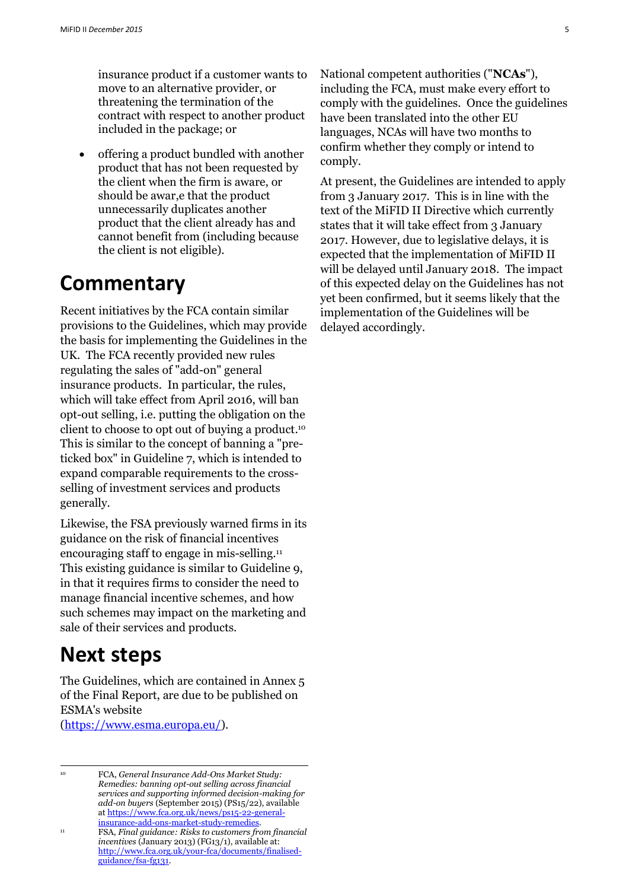insurance product if a customer wants to move to an alternative provider, or threatening the termination of the contract with respect to another product included in the package; or

- offering a product bundled with another product that has not been requested by the client when the firm is aware, or should be awar,e that the product unnecessarily duplicates another product that the client already has and cannot benefit from (including because the client is not eligible).

# Commentary

Recent initiatives by the FCA contain similar provisions to the Guidelines, which may provide the basis for implementing the Guidelines in the UK. The FCA recently provided new rules regulating the sales of "add-on" general insurance products. In particular, the rules, which will take effect from April 2016, will ban opt-out selling, i.e. putting the obligation on the client to choose to opt out of buying a product.[10] This is similar to the concept of banning a "pre-ticked box" in Guideline 7, which is intended to expand comparable requirements to the cross-selling of investment services and products generally.

Likewise, the FSA previously warned firms in its guidance on the risk of financial incentives encouraging staff to engage in mis-selling.[11] This existing guidance is similar to Guideline 9, in that it requires firms to consider the need to manage financial incentive schemes, and how such schemes may impact on the marketing and sale of their services and products.

# Next steps

The Guidelines, which are contained in Annex 5 of the Final Report, are due to be published on ESMA's website (https://www.esma.europa.eu/).

National competent authorities ("**NCAs**"), including the FCA, must make every effort to comply with the guidelines. Once the guidelines have been translated into the other EU languages, NCAs will have two months to confirm whether they comply or intend to comply.

At present, the Guidelines are intended to apply from 3 January 2017. This is in line with the text of the MiFID II Directive which currently states that it will take effect from 3 January 2017. However, due to legislative delays, it is expected that the implementation of MiFID II will be delayed until January 2018. The impact of this expected delay on the Guidelines has not yet been confirmed, but it seems likely that the implementation of the Guidelines will be delayed accordingly.

---

[10] FCA, *General Insurance Add-Ons Market Study: Remedies: banning opt-out selling across financial services and supporting informed decision-making for add-on buyers* (September 2015) (PS15/22), available at https://www.fca.org.uk/news/ps15-22-general-insurance-add-ons-market-study-remedies.

[11] FSA, *Final guidance: Risks to customers from financial incentives* (January 2013) (FG13/1), available at: http://www.fca.org.uk/your-fca/documents/finalised-guidance/fsa-fg131.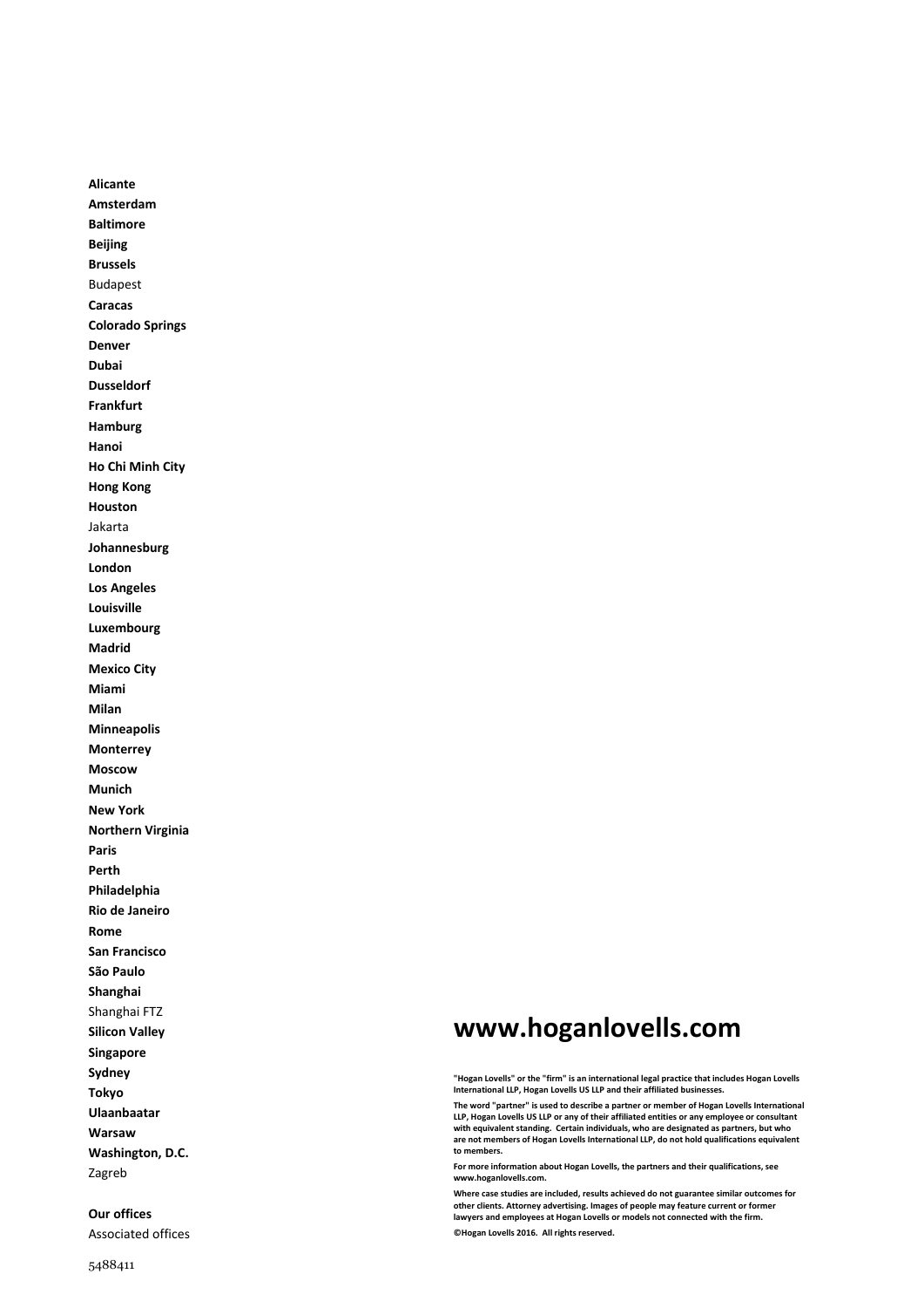**Alicante**
**Amsterdam**
**Baltimore**
**Beijing**
**Brussels**
Budapest
**Caracas**
**Colorado Springs**
**Denver**
**Dubai**
**Dusseldorf**
**Frankfurt**
**Hamburg**
**Hanoi**
**Ho Chi Minh City**
**Hong Kong**
**Houston**
Jakarta
**Johannesburg**
**London**
**Los Angeles**
**Louisville**
**Luxembourg**
**Madrid**
**Mexico City**
**Miami**
**Milan**
**Minneapolis**
**Monterrey**
**Moscow**
**Munich**
**New York**
**Northern Virginia**
**Paris**
**Perth**
**Philadelphia**
**Rio de Janeiro**
**Rome**
**San Francisco**
**São Paulo**
**Shanghai**
Shanghai FTZ
**Silicon Valley**
**Singapore**
**Sydney**
**Tokyo**
**Ulaanbaatar**
**Warsaw**
**Washington, D.C.**
Zagreb

**Our offices**
Associated offices

# www.hoganlovells.com

"Hogan Lovells" or the "firm" is an international legal practice that includes Hogan Lovells International LLP, Hogan Lovells US LLP and their affiliated businesses.

The word "partner" is used to describe a partner or member of Hogan Lovells International LLP, Hogan Lovells US LLP or any of their affiliated entities or any employee or consultant with equivalent standing. Certain individuals, who are designated as partners, but who are not members of Hogan Lovells International LLP, do not hold qualifications equivalent to members.

For more information about Hogan Lovells, the partners and their qualifications, see www.hoganlovells.com.

Where case studies are included, results achieved do not guarantee similar outcomes for other clients. Attorney advertising. Images of people may feature current or former lawyers and employees at Hogan Lovells or models not connected with the firm.

©Hogan Lovells 2016. All rights reserved.

5488411